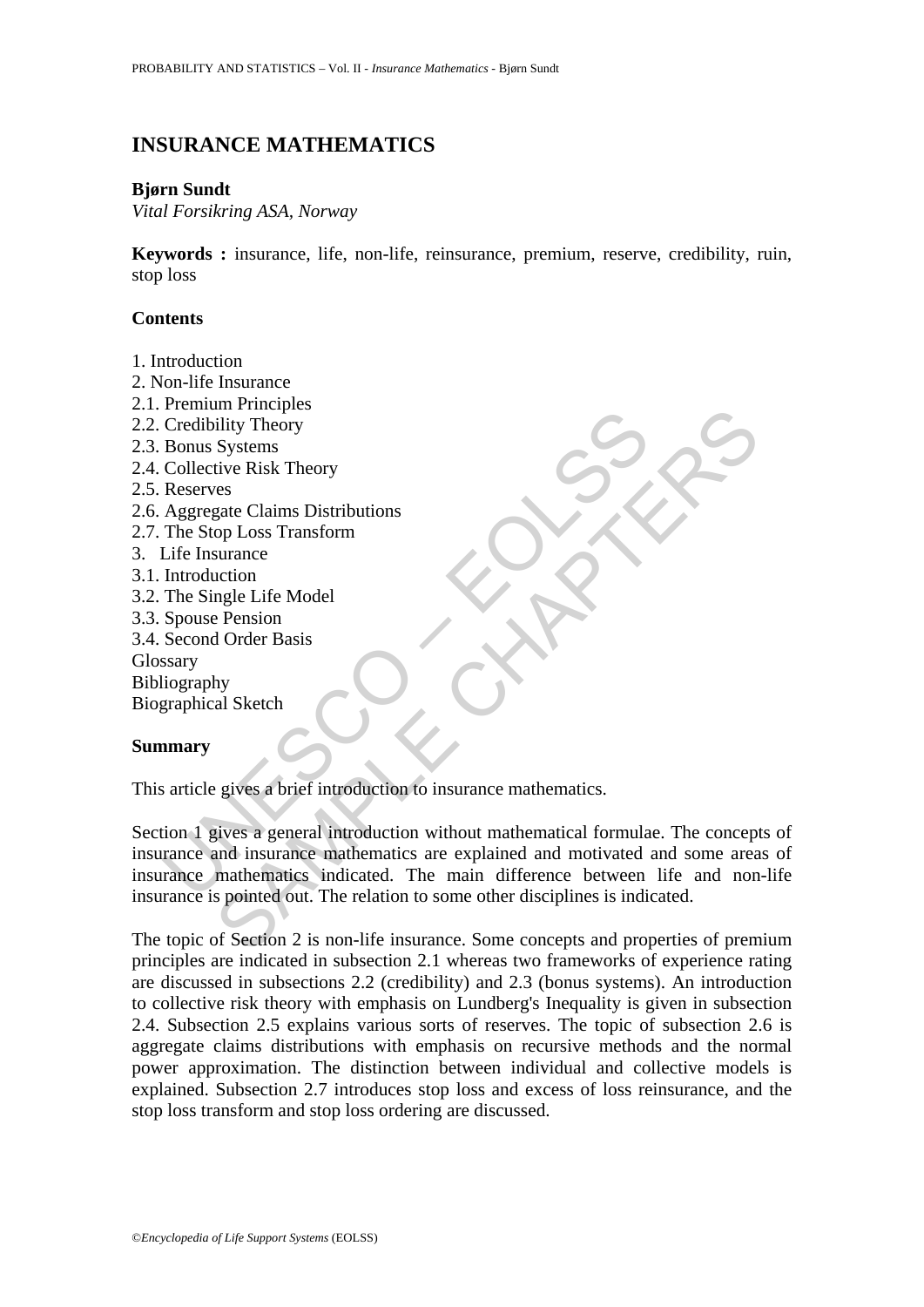# INSURANCE MATHEMATICS

**Bjørn Sundt**
*Vital Forsikring ASA, Norway*

**Keywords :** insurance, life, non-life, reinsurance, premium, reserve, credibility, ruin, stop loss

## Contents

1. Introduction
2. Non-life Insurance
2.1. Premium Principles
2.2. Credibility Theory
2.3. Bonus Systems
2.4. Collective Risk Theory
2.5. Reserves
2.6. Aggregate Claims Distributions
2.7. The Stop Loss Transform
3. Life Insurance
3.1. Introduction
3.2. The Single Life Model
3.3. Spouse Pension
3.4. Second Order Basis
Glossary
Bibliography
Biographical Sketch

## Summary

This article gives a brief introduction to insurance mathematics.

Section 1 gives a general introduction without mathematical formulae. The concepts of insurance and insurance mathematics are explained and motivated and some areas of insurance mathematics indicated. The main difference between life and non-life insurance is pointed out. The relation to some other disciplines is indicated.

The topic of Section 2 is non-life insurance. Some concepts and properties of premium principles are indicated in subsection 2.1 whereas two frameworks of experience rating are discussed in subsections 2.2 (credibility) and 2.3 (bonus systems). An introduction to collective risk theory with emphasis on Lundberg's Inequality is given in subsection 2.4. Subsection 2.5 explains various sorts of reserves. The topic of subsection 2.6 is aggregate claims distributions with emphasis on recursive methods and the normal power approximation. The distinction between individual and collective models is explained. Subsection 2.7 introduces stop loss and excess of loss reinsurance, and the stop loss transform and stop loss ordering are discussed.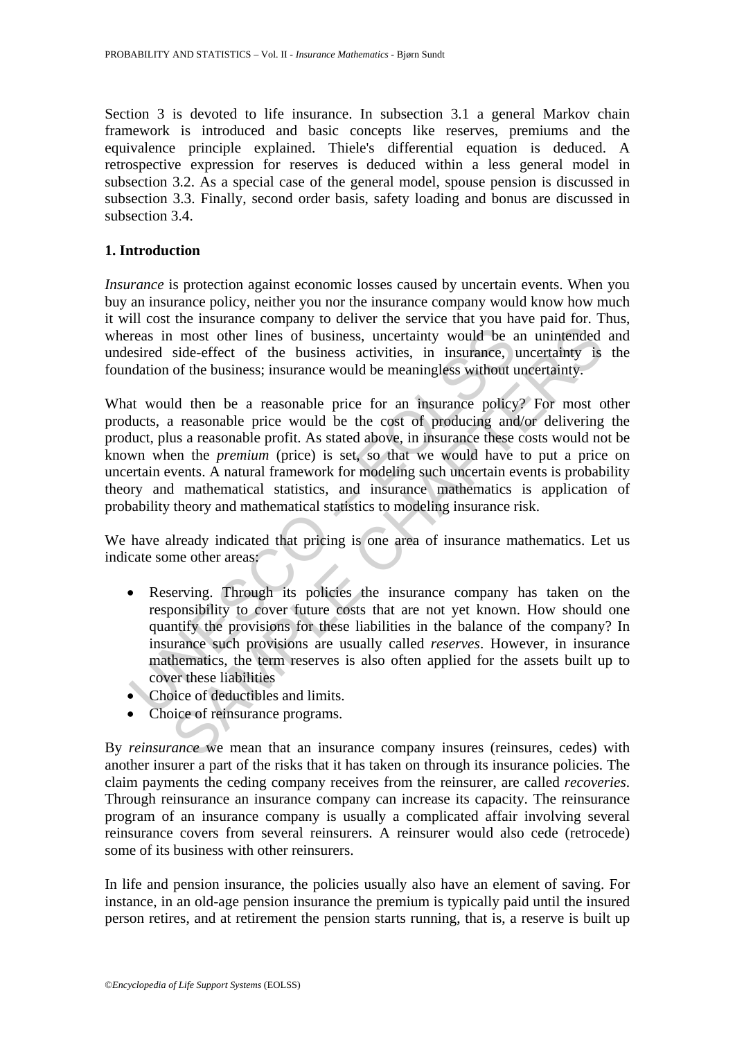Section 3 is devoted to life insurance. In subsection 3.1 a general Markov chain framework is introduced and basic concepts like reserves, premiums and the equivalence principle explained. Thiele's differential equation is deduced. A retrospective expression for reserves is deduced within a less general model in subsection 3.2. As a special case of the general model, spouse pension is discussed in subsection 3.3. Finally, second order basis, safety loading and bonus are discussed in subsection 3.4.

## 1. Introduction

*Insurance* is protection against economic losses caused by uncertain events. When you buy an insurance policy, neither you nor the insurance company would know how much it will cost the insurance company to deliver the service that you have paid for. Thus, whereas in most other lines of business, uncertainty would be an unintended and undesired side-effect of the business activities, in insurance, uncertainty is the foundation of the business; insurance would be meaningless without uncertainty.

What would then be a reasonable price for an insurance policy? For most other products, a reasonable price would be the cost of producing and/or delivering the product, plus a reasonable profit. As stated above, in insurance these costs would not be known when the *premium* (price) is set, so that we would have to put a price on uncertain events. A natural framework for modeling such uncertain events is probability theory and mathematical statistics, and insurance mathematics is application of probability theory and mathematical statistics to modeling insurance risk.

We have already indicated that pricing is one area of insurance mathematics. Let us indicate some other areas:

- Reserving. Through its policies the insurance company has taken on the responsibility to cover future costs that are not yet known. How should one quantify the provisions for these liabilities in the balance of the company? In insurance such provisions are usually called *reserves*. However, in insurance mathematics, the term reserves is also often applied for the assets built up to cover these liabilities
- Choice of deductibles and limits.
- Choice of reinsurance programs.

By *reinsurance* we mean that an insurance company insures (reinsures, cedes) with another insurer a part of the risks that it has taken on through its insurance policies. The claim payments the ceding company receives from the reinsurer, are called *recoveries*. Through reinsurance an insurance company can increase its capacity. The reinsurance program of an insurance company is usually a complicated affair involving several reinsurance covers from several reinsurers. A reinsurer would also cede (retrocede) some of its business with other reinsurers.

In life and pension insurance, the policies usually also have an element of saving. For instance, in an old-age pension insurance the premium is typically paid until the insured person retires, and at retirement the pension starts running, that is, a reserve is built up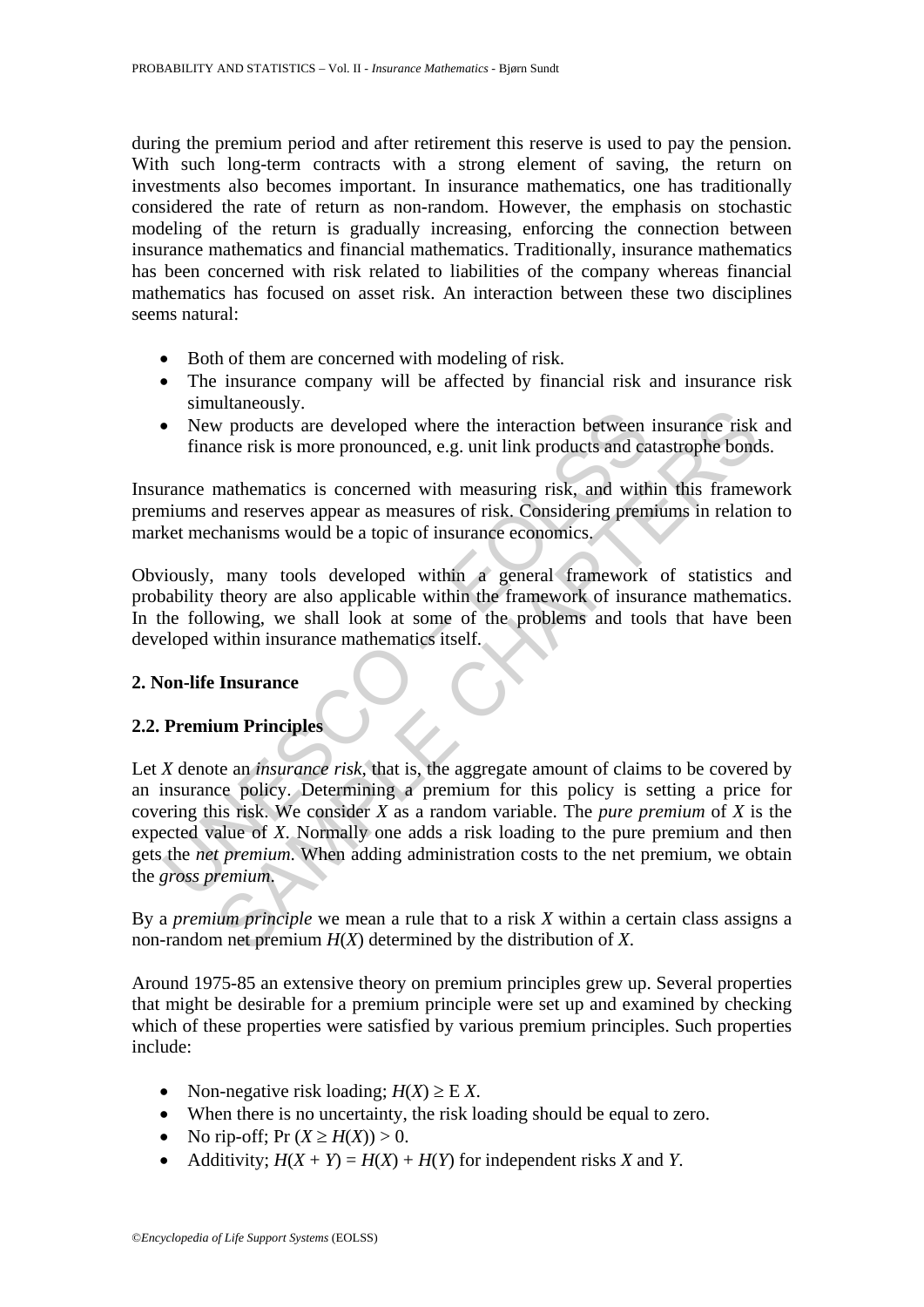during the premium period and after retirement this reserve is used to pay the pension. With such long-term contracts with a strong element of saving, the return on investments also becomes important. In insurance mathematics, one has traditionally considered the rate of return as non-random. However, the emphasis on stochastic modeling of the return is gradually increasing, enforcing the connection between insurance mathematics and financial mathematics. Traditionally, insurance mathematics has been concerned with risk related to liabilities of the company whereas financial mathematics has focused on asset risk. An interaction between these two disciplines seems natural:

- Both of them are concerned with modeling of risk.
- The insurance company will be affected by financial risk and insurance risk simultaneously.
- New products are developed where the interaction between insurance risk and finance risk is more pronounced, e.g. unit link products and catastrophe bonds.

Insurance mathematics is concerned with measuring risk, and within this framework premiums and reserves appear as measures of risk. Considering premiums in relation to market mechanisms would be a topic of insurance economics.

Obviously, many tools developed within a general framework of statistics and probability theory are also applicable within the framework of insurance mathematics. In the following, we shall look at some of the problems and tools that have been developed within insurance mathematics itself.

## 2. Non-life Insurance

### 2.2. Premium Principles

Let $X$ denote an *insurance risk*, that is, the aggregate amount of claims to be covered by an insurance policy. Determining a premium for this policy is setting a price for covering this risk. We consider $X$ as a random variable. The *pure premium* of $X$ is the expected value of $X$. Normally one adds a risk loading to the pure premium and then gets the *net premium*. When adding administration costs to the net premium, we obtain the *gross premium*.

By a *premium principle* we mean a rule that to a risk $X$ within a certain class assigns a non-random net premium $H(X)$ determined by the distribution of $X$.

Around 1975-85 an extensive theory on premium principles grew up. Several properties that might be desirable for a premium principle were set up and examined by checking which of these properties were satisfied by various premium principles. Such properties include:

- Non-negative risk loading; $H(X) \geq \mathrm{E}\, X$.
- When there is no uncertainty, the risk loading should be equal to zero.
- No rip-off; $\Pr\,(X \geq H(X)) > 0$.
- Additivity; $H(X + Y) = H(X) + H(Y)$ for independent risks $X$ and $Y$.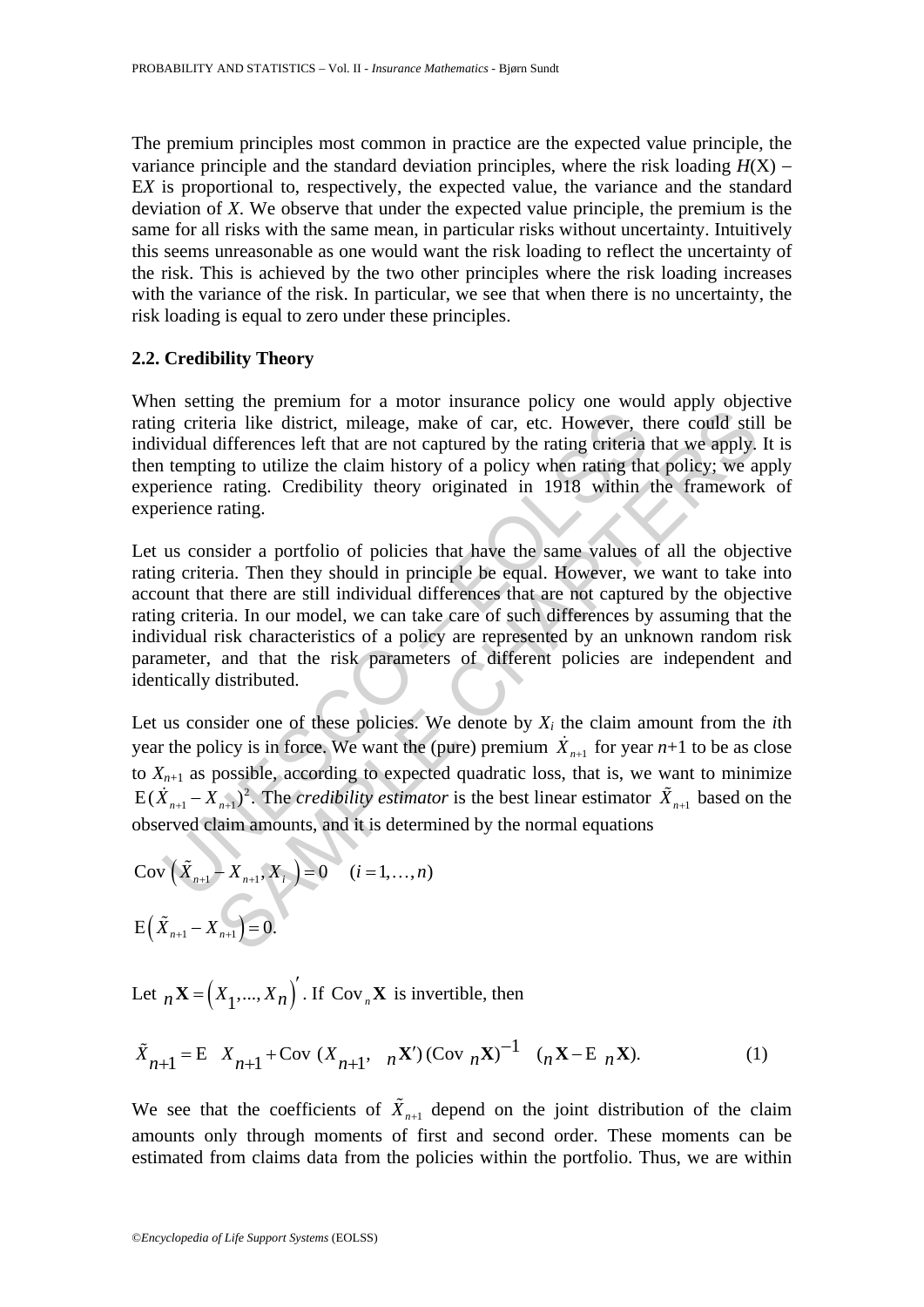The premium principles most common in practice are the expected value principle, the variance principle and the standard deviation principles, where the risk loading $H(X) - \mathrm{E}X$ is proportional to, respectively, the expected value, the variance and the standard deviation of $X$. We observe that under the expected value principle, the premium is the same for all risks with the same mean, in particular risks without uncertainty. Intuitively this seems unreasonable as one would want the risk loading to reflect the uncertainty of the risk. This is achieved by the two other principles where the risk loading increases with the variance of the risk. In particular, we see that when there is no uncertainty, the risk loading is equal to zero under these principles.

### 2.2. Credibility Theory

When setting the premium for a motor insurance policy one would apply objective rating criteria like district, mileage, make of car, etc. However, there could still be individual differences left that are not captured by the rating criteria that we apply. It is then tempting to utilize the claim history of a policy when rating that policy; we apply experience rating. Credibility theory originated in 1918 within the framework of experience rating.

Let us consider a portfolio of policies that have the same values of all the objective rating criteria. Then they should in principle be equal. However, we want to take into account that there are still individual differences that are not captured by the objective rating criteria. In our model, we can take care of such differences by assuming that the individual risk characteristics of a policy are represented by an unknown random risk parameter, and that the risk parameters of different policies are independent and identically distributed.

Let us consider one of these policies. We denote by $X_i$ the claim amount from the $i$th year the policy is in force. We want the (pure) premium $\dot{X}_{n+1}$ for year $n+1$ to be as close to $X_{n+1}$ as possible, according to expected quadratic loss, that is, we want to minimize $\mathrm{E}(\dot{X}_{n+1} - X_{n+1})^2$. The *credibility estimator* is the best linear estimator $\tilde{X}_{n+1}$ based on the observed claim amounts, and it is determined by the normal equations

$$\mathrm{Cov}\left(\tilde{X}_{n+1} - X_{n+1}, X_i\right) = 0 \quad (i = 1, \ldots, n)$$

$$\mathrm{E}\left(\tilde{X}_{n+1} - X_{n+1}\right) = 0.$$

Let ${}_n\mathbf{X} = \left(X_1, ..., X_n\right)'$. If $\mathrm{Cov}\,{}_n\mathbf{X}$ is invertible, then

$$\tilde{X}_{n+1} = \mathrm{E}\ X_{n+1} + \mathrm{Cov}\ (X_{n+1},\ {}_n\mathbf{X}')\,(\mathrm{Cov}\ {}_n\mathbf{X})^{-1}\ ({}_n\mathbf{X} - \mathrm{E}\ {}_n\mathbf{X}). \tag{1}$$

We see that the coefficients of $\tilde{X}_{n+1}$ depend on the joint distribution of the claim amounts only through moments of first and second order. These moments can be estimated from claims data from the policies within the portfolio. Thus, we are within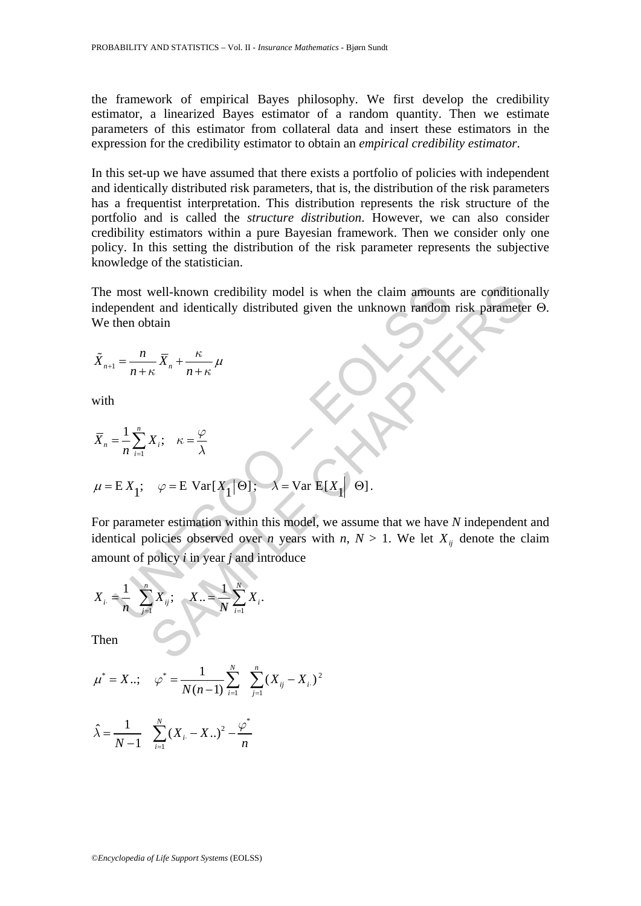the framework of empirical Bayes philosophy. We first develop the credibility estimator, a linearized Bayes estimator of a random quantity. Then we estimate parameters of this estimator from collateral data and insert these estimators in the expression for the credibility estimator to obtain an *empirical credibility estimator*.

In this set-up we have assumed that there exists a portfolio of policies with independent and identically distributed risk parameters, that is, the distribution of the risk parameters has a frequentist interpretation. This distribution represents the risk structure of the portfolio and is called the *structure distribution*. However, we can also consider credibility estimators within a pure Bayesian framework. Then we consider only one policy. In this setting the distribution of the risk parameter represents the subjective knowledge of the statistician.

The most well-known credibility model is when the claim amounts are conditionally independent and identically distributed given the unknown random risk parameter $\Theta$. We then obtain

$$\tilde{X}_{n+1} = \frac{n}{n+\kappa}\,\overline{X}_n + \frac{\kappa}{n+\kappa}\,\mu$$

with

$$\overline{X}_n = \frac{1}{n}\sum_{i=1}^{n} X_i; \quad \kappa = \frac{\varphi}{\lambda}$$

$$\mu = \mathrm{E}\,X_1; \quad \varphi = \mathrm{E}\ \mathrm{Var}[X_1|\Theta]; \quad \lambda = \mathrm{Var}\ \mathrm{E}[X_1|\ \Theta].$$

For parameter estimation within this model, we assume that we have $N$ independent and identical policies observed over $n$ years with $n$, $N > 1$. We let $X_{ij}$ denote the claim amount of policy $i$ in year $j$ and introduce

$$X_{i\cdot} = \frac{1}{n}\sum_{j=1}^{n} X_{ij}; \quad X_{\cdot\cdot} = \frac{1}{N}\sum_{i=1}^{N} X_{i\cdot}.$$

Then

$$\mu^* = X_{\cdot\cdot}; \quad \varphi^* = \frac{1}{N(n-1)}\sum_{i=1}^{N}\sum_{j=1}^{n}(X_{ij} - X_{i\cdot})^2$$

$$\hat{\lambda} = \frac{1}{N-1}\sum_{i=1}^{N}(X_{i\cdot} - X_{\cdot\cdot})^2 - \frac{\varphi^*}{n}$$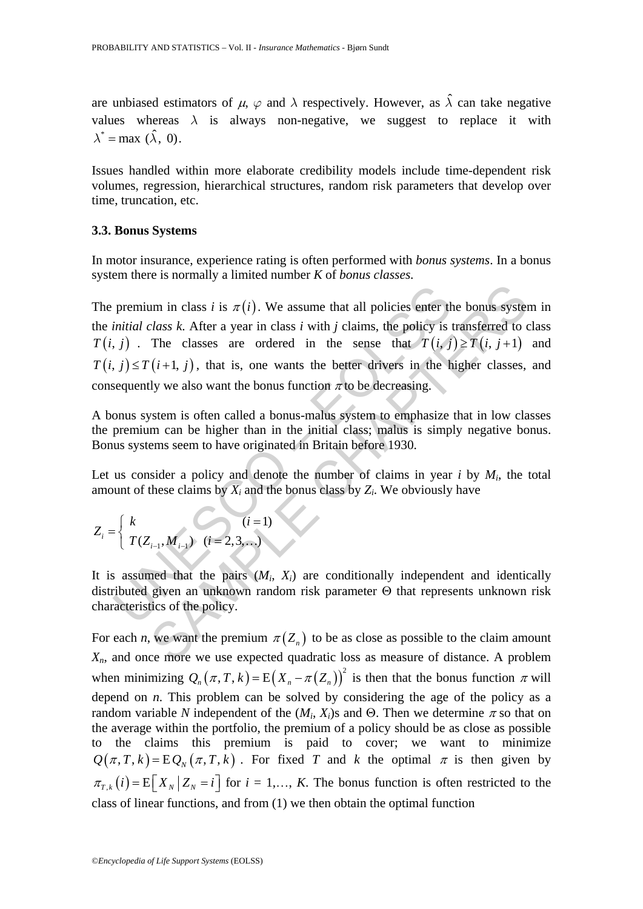are unbiased estimators of $\mu$, $\varphi$ and $\lambda$ respectively. However, as $\hat{\lambda}$ can take negative values whereas $\lambda$ is always non-negative, we suggest to replace it with $\lambda^* = \max(\hat{\lambda},\ 0)$.

Issues handled within more elaborate credibility models include time-dependent risk volumes, regression, hierarchical structures, random risk parameters that develop over time, truncation, etc.

### 3.3. Bonus Systems

In motor insurance, experience rating is often performed with *bonus systems*. In a bonus system there is normally a limited number $K$ of *bonus classes*.

The premium in class $i$ is $\pi(i)$. We assume that all policies enter the bonus system in the *initial class k*. After a year in class $i$ with $j$ claims, the policy is transferred to class $T(i,\ j)$. The classes are ordered in the sense that $T(i,\ j) \geq T(i,\ j+1)$ and $T(i,\ j) \leq T(i+1,\ j)$, that is, one wants the better drivers in the higher classes, and consequently we also want the bonus function $\pi$ to be decreasing.

A bonus system is often called a bonus-malus system to emphasize that in low classes the premium can be higher than in the initial class; malus is simply negative bonus. Bonus systems seem to have originated in Britain before 1930.

Let us consider a policy and denote the number of claims in year $i$ by $M_i$, the total amount of these claims by $X_i$ and the bonus class by $Z_i$. We obviously have

$$Z_i = \begin{cases} k & (i=1) \\ T(Z_{i-1}, M_{i-1}) & (i=2,3,\ldots) \end{cases}$$

It is assumed that the pairs $(M_i,\ X_i)$ are conditionally independent and identically distributed given an unknown random risk parameter $\Theta$ that represents unknown risk characteristics of the policy.

For each $n$, we want the premium $\pi(Z_n)$ to be as close as possible to the claim amount $X_n$, and once more we use expected quadratic loss as measure of distance. A problem when minimizing $Q_n(\pi, T, k) = \mathrm{E}\left(X_n - \pi(Z_n)\right)^2$ is then that the bonus function $\pi$ will depend on $n$. This problem can be solved by considering the age of the policy as a random variable $N$ independent of the $(M_i,\ X_i)$s and $\Theta$. Then we determine $\pi$ so that on the average within the portfolio, the premium of a policy should be as close as possible to the claims this premium is paid to cover; we want to minimize $Q(\pi, T, k) = \mathrm{E}\,Q_N(\pi, T, k)$. For fixed $T$ and $k$ the optimal $\pi$ is then given by $\pi_{T,k}(i) = \mathrm{E}\left[X_N \mid Z_N = i\right]$ for $i = 1,\ldots, K$. The bonus function is often restricted to the class of linear functions, and from (1) we then obtain the optimal function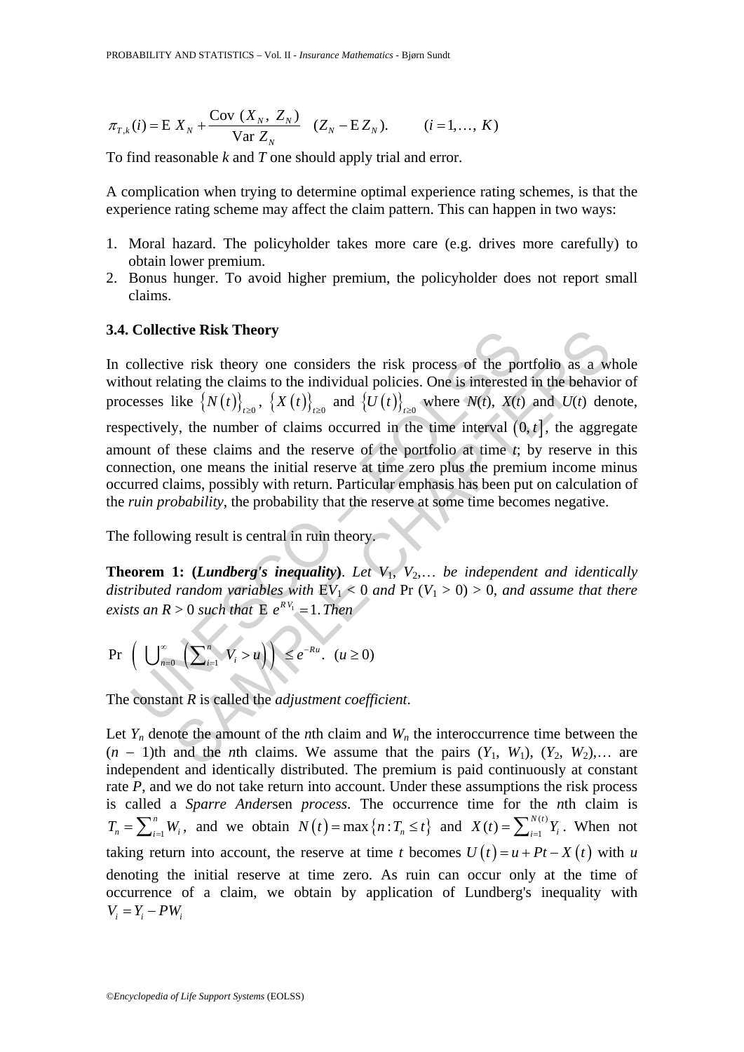$$\pi_{T,k}(i) = \mathrm{E}\; X_N + \frac{\mathrm{Cov}\;(X_N,\; Z_N)}{\mathrm{Var}\; Z_N} \quad (Z_N - \mathrm{E}\, Z_N). \qquad (i = 1, \ldots,\; K)$$

To find reasonable $k$ and $T$ one should apply trial and error.

A complication when trying to determine optimal experience rating schemes, is that the experience rating scheme may affect the claim pattern. This can happen in two ways:

1. Moral hazard. The policyholder takes more care (e.g. drives more carefully) to obtain lower premium.
2. Bonus hunger. To avoid higher premium, the policyholder does not report small claims.

### 3.4. Collective Risk Theory

In collective risk theory one considers the risk process of the portfolio as a whole without relating the claims to the individual policies. One is interested in the behavior of processes like $\{N(t)\}_{t\geq 0}$, $\{X(t)\}_{t\geq 0}$ and $\{U(t)\}_{t\geq 0}$ where $N(t)$, $X(t)$ and $U(t)$ denote, respectively, the number of claims occurred in the time interval $(0,t]$, the aggregate amount of these claims and the reserve of the portfolio at time $t$; by reserve in this connection, one means the initial reserve at time zero plus the premium income minus occurred claims, possibly with return. Particular emphasis has been put on calculation of the *ruin probability*, the probability that the reserve at some time becomes negative.

The following result is central in ruin theory.

**Theorem 1: (*Lundberg's inequality*)**. *Let* $V_1$, $V_2$,… *be independent and identically distributed random variables with* $\mathrm{E}V_1 < 0$ *and* $\Pr(V_1 > 0) > 0$, *and assume that there exists an* $R > 0$ *such that* $\mathrm{E}\; e^{RV_1} = 1$. *Then*

$$\Pr\left(\; \bigcup\nolimits_{n=0}^{\infty} \left(\sum\nolimits_{i=1}^{n} V_i > u\right)\right) \leq e^{-Ru}. \quad (u \geq 0)$$

The constant $R$ is called the *adjustment coefficient*.

Let $Y_n$ denote the amount of the $n$th claim and $W_n$ the interoccurrence time between the $(n-1)$th and the $n$th claims. We assume that the pairs $(Y_1, W_1)$, $(Y_2, W_2)$,… are independent and identically distributed. The premium is paid continuously at constant rate $P$, and we do not take return into account. Under these assumptions the risk process is called a *Sparre Anders*en *process*. The occurrence time for the $n$th claim is $T_n = \sum_{i=1}^{n} W_i$, and we obtain $N(t) = \max\{n : T_n \leq t\}$ and $X(t) = \sum_{i=1}^{N(t)} Y_i$. When not taking return into account, the reserve at time $t$ becomes $U(t) = u + Pt - X(t)$ with $u$ denoting the initial reserve at time zero. As ruin can occur only at the time of occurrence of a claim, we obtain by application of Lundberg's inequality with $V_i = Y_i - PW_i$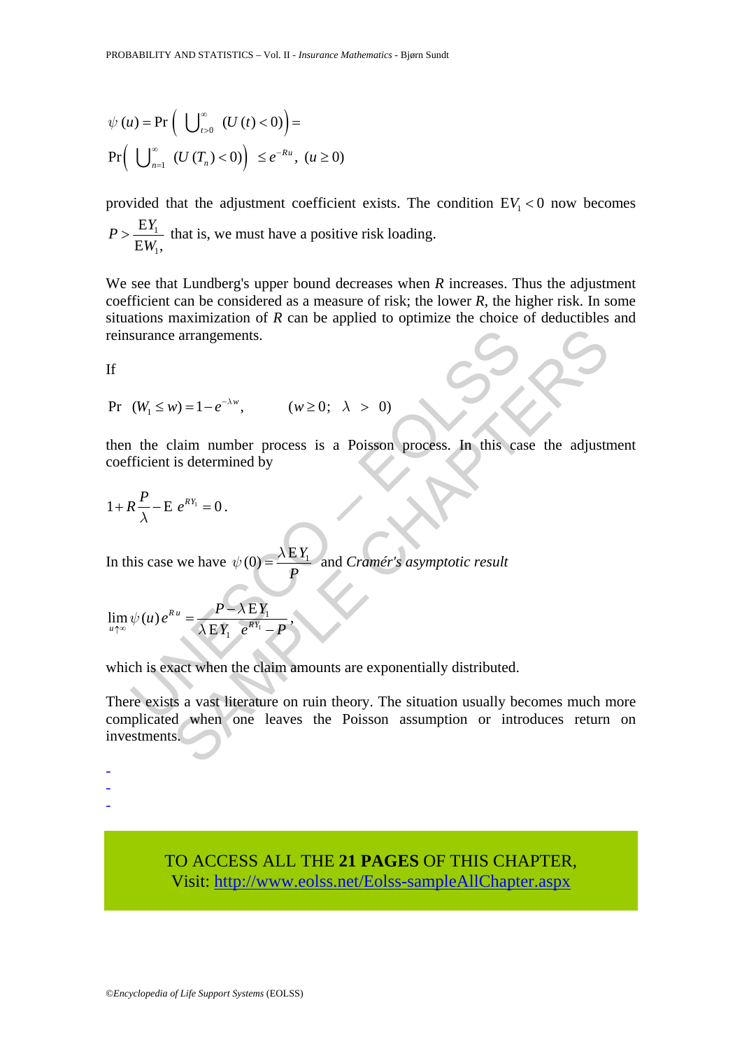$$\psi(u) = \Pr\left(\bigcup_{t>0}^{\infty} (U(t) < 0)\right) =$$

$$\Pr\left(\bigcup_{n=1}^{\infty} (U(T_n) < 0)\right) \leq e^{-Ru}, \ (u \geq 0)$$

provided that the adjustment coefficient exists. The condition $\mathrm{E}V_1 < 0$ now becomes $P > \frac{\mathrm{E}Y_1}{\mathrm{E}W_1,}$ that is, we must have a positive risk loading.

We see that Lundberg's upper bound decreases when $R$ increases. Thus the adjustment coefficient can be considered as a measure of risk; the lower $R$, the higher risk. In some situations maximization of $R$ can be applied to optimize the choice of deductibles and reinsurance arrangements.

If

$$\Pr\ (W_1 \leq w) = 1 - e^{-\lambda w}, \qquad (w \geq 0;\ \ \lambda\ >\ 0)$$

then the claim number process is a Poisson process. In this case the adjustment coefficient is determined by

$$1 + R\frac{P}{\lambda} - \mathrm{E}\ e^{RY_1} = 0\,.$$

In this case we have $\psi(0) = \frac{\lambda\,\mathrm{E}\,Y_1}{P}$ and *Cramér's asymptotic result*

$$\lim_{u\uparrow\infty} \psi(u)\,e^{Ru} = \frac{P - \lambda\,\mathrm{E}\,Y_1}{\lambda\,\mathrm{E}\,Y_1\ \ e^{RY_1} - P},$$

which is exact when the claim amounts are exponentially distributed.

There exists a vast literature on ruin theory. The situation usually becomes much more complicated when one leaves the Poisson assumption or introduces return on investments.

-
-
-

TO ACCESS ALL THE **21 PAGES** OF THIS CHAPTER,
Visit: http://www.eolss.net/Eolss-sampleAllChapter.aspx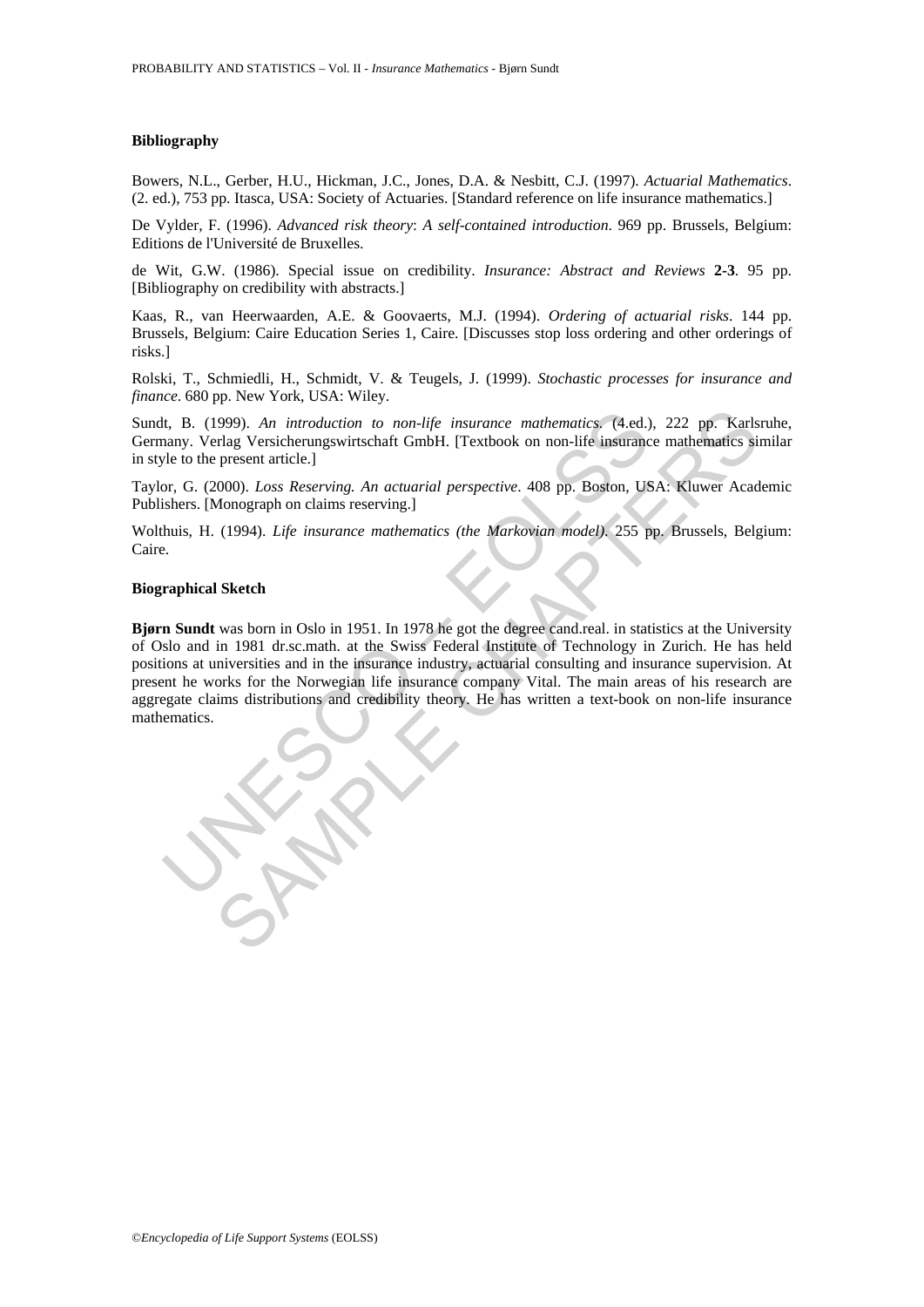## Bibliography

Bowers, N.L., Gerber, H.U., Hickman, J.C., Jones, D.A. & Nesbitt, C.J. (1997). *Actuarial Mathematics*. (2. ed.), 753 pp. Itasca, USA: Society of Actuaries. [Standard reference on life insurance mathematics.]

De Vylder, F. (1996). *Advanced risk theory*: *A self-contained introduction*. 969 pp. Brussels, Belgium: Editions de l'Université de Bruxelles.

de Wit, G.W. (1986). Special issue on credibility. *Insurance: Abstract and Reviews* **2-3**. 95 pp. [Bibliography on credibility with abstracts.]

Kaas, R., van Heerwaarden, A.E. & Goovaerts, M.J. (1994). *Ordering of actuarial risks*. 144 pp. Brussels, Belgium: Caire Education Series 1, Caire. [Discusses stop loss ordering and other orderings of risks.]

Rolski, T., Schmiedli, H., Schmidt, V. & Teugels, J. (1999). *Stochastic processes for insurance and finance*. 680 pp. New York, USA: Wiley.

Sundt, B. (1999). *An introduction to non-life insurance mathematics*. (4.ed.), 222 pp. Karlsruhe, Germany. Verlag Versicherungswirtschaft GmbH. [Textbook on non-life insurance mathematics similar in style to the present article.]

Taylor, G. (2000). *Loss Reserving. An actuarial perspective*. 408 pp. Boston, USA: Kluwer Academic Publishers. [Monograph on claims reserving.]

Wolthuis, H. (1994). *Life insurance mathematics (the Markovian model)*. 255 pp. Brussels, Belgium: Caire.

## Biographical Sketch

**Bjørn Sundt** was born in Oslo in 1951. In 1978 he got the degree cand.real. in statistics at the University of Oslo and in 1981 dr.sc.math. at the Swiss Federal Institute of Technology in Zurich. He has held positions at universities and in the insurance industry, actuarial consulting and insurance supervision. At present he works for the Norwegian life insurance company Vital. The main areas of his research are aggregate claims distributions and credibility theory. He has written a text-book on non-life insurance mathematics.